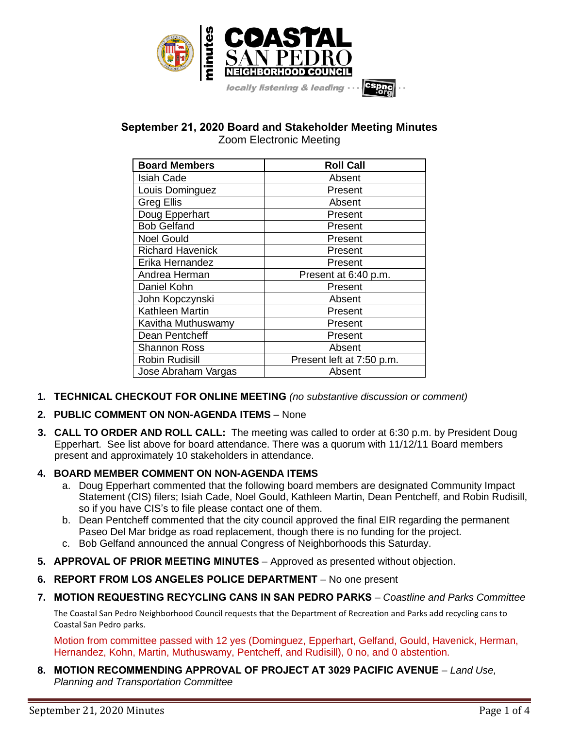# September 21, 2020 Board and Stakeholder Meeting Minutes

Zoom Electronic Meeting

| Board Members | Roll Call |
|---|---|
| Isiah Cade | Absent |
| Louis Dominguez | Present |
| Greg Ellis | Absent |
| Doug Epperhart | Present |
| Bob Gelfand | Present |
| Noel Gould | Present |
| Richard Havenick | Present |
| Erika Hernandez | Present |
| Andrea Herman | Present at 6:40 p.m. |
| Daniel Kohn | Present |
| John Kopczynski | Absent |
| Kathleen Martin | Present |
| Kavitha Muthuswamy | Present |
| Dean Pentcheff | Present |
| Shannon Ross | Absent |
| Robin Rudisill | Present left at 7:50 p.m. |
| Jose Abraham Vargas | Absent |

1. **TECHNICAL CHECKOUT FOR ONLINE MEETING** *(no substantive discussion or comment)*
2. **PUBLIC COMMENT ON NON-AGENDA ITEMS** – None
3. **CALL TO ORDER AND ROLL CALL:** The meeting was called to order at 6:30 p.m. by President Doug Epperhart. See list above for board attendance. There was a quorum with 11/12/11 Board members present and approximately 10 stakeholders in attendance.
4. **BOARD MEMBER COMMENT ON NON-AGENDA ITEMS**
   a. Doug Epperhart commented that the following board members are designated Community Impact Statement (CIS) filers; Isiah Cade, Noel Gould, Kathleen Martin, Dean Pentcheff, and Robin Rudisill, so if you have CIS's to file please contact one of them.
   b. Dean Pentcheff commented that the city council approved the final EIR regarding the permanent Paseo Del Mar bridge as road replacement, though there is no funding for the project.
   c. Bob Gelfand announced the annual Congress of Neighborhoods this Saturday.
5. **APPROVAL OF PRIOR MEETING MINUTES** – Approved as presented without objection.
6. **REPORT FROM LOS ANGELES POLICE DEPARTMENT** – No one present
7. **MOTION REQUESTING RECYCLING CANS IN SAN PEDRO PARKS** – *Coastline and Parks Committee*

   The Coastal San Pedro Neighborhood Council requests that the Department of Recreation and Parks add recycling cans to Coastal San Pedro parks.

   Motion from committee passed with 12 yes (Dominguez, Epperhart, Gelfand, Gould, Havenick, Herman, Hernandez, Kohn, Martin, Muthuswamy, Pentcheff, and Rudisill), 0 no, and 0 abstention.
8. **MOTION RECOMMENDING APPROVAL OF PROJECT AT 3029 PACIFIC AVENUE** – *Land Use, Planning and Transportation Committee*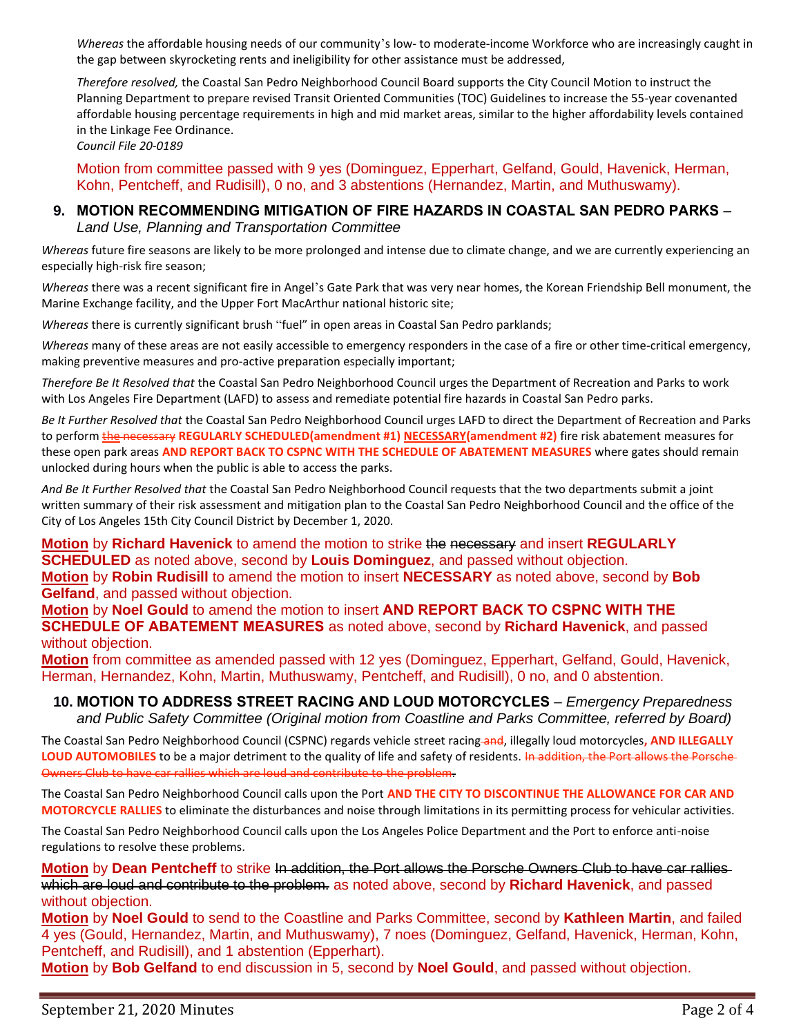*Whereas* the affordable housing needs of our community's low- to moderate-income Workforce who are increasingly caught in the gap between skyrocketing rents and ineligibility for other assistance must be addressed,

*Therefore resolved,* the Coastal San Pedro Neighborhood Council Board supports the City Council Motion to instruct the Planning Department to prepare revised Transit Oriented Communities (TOC) Guidelines to increase the 55-year covenanted affordable housing percentage requirements in high and mid market areas, similar to the higher affordability levels contained in the Linkage Fee Ordinance.
*Council File 20-0189*

Motion from committee passed with 9 yes (Dominguez, Epperhart, Gelfand, Gould, Havenick, Herman, Kohn, Pentcheff, and Rudisill), 0 no, and 3 abstentions (Hernandez, Martin, and Muthuswamy).

### 9. MOTION RECOMMENDING MITIGATION OF FIRE HAZARDS IN COASTAL SAN PEDRO PARKS – *Land Use, Planning and Transportation Committee*

*Whereas* future fire seasons are likely to be more prolonged and intense due to climate change, and we are currently experiencing an especially high-risk fire season;

*Whereas* there was a recent significant fire in Angel's Gate Park that was very near homes, the Korean Friendship Bell monument, the Marine Exchange facility, and the Upper Fort MacArthur national historic site;

*Whereas* there is currently significant brush "fuel" in open areas in Coastal San Pedro parklands;

*Whereas* many of these areas are not easily accessible to emergency responders in the case of a fire or other time-critical emergency, making preventive measures and pro-active preparation especially important;

*Therefore Be It Resolved that* the Coastal San Pedro Neighborhood Council urges the Department of Recreation and Parks to work with Los Angeles Fire Department (LAFD) to assess and remediate potential fire hazards in Coastal San Pedro parks.

*Be It Further Resolved that* the Coastal San Pedro Neighborhood Council urges LAFD to direct the Department of Recreation and Parks to perform ~~the necessary~~ **REGULARLY SCHEDULED(amendment #1)** **NECESSARY(amendment #2)** fire risk abatement measures for these open park areas **AND REPORT BACK TO CSPNC WITH THE SCHEDULE OF ABATEMENT MEASURES** where gates should remain unlocked during hours when the public is able to access the parks.

*And Be It Further Resolved that* the Coastal San Pedro Neighborhood Council requests that the two departments submit a joint written summary of their risk assessment and mitigation plan to the Coastal San Pedro Neighborhood Council and the office of the City of Los Angeles 15th City Council District by December 1, 2020.

**Motion** by **Richard Havenick** to amend the motion to strike ~~the necessary~~ and insert **REGULARLY SCHEDULED** as noted above, second by **Louis Dominguez**, and passed without objection.
**Motion** by **Robin Rudisill** to amend the motion to insert **NECESSARY** as noted above, second by **Bob Gelfand**, and passed without objection.
**Motion** by **Noel Gould** to amend the motion to insert **AND REPORT BACK TO CSPNC WITH THE SCHEDULE OF ABATEMENT MEASURES** as noted above, second by **Richard Havenick**, and passed without objection.
**Motion** from committee as amended passed with 12 yes (Dominguez, Epperhart, Gelfand, Gould, Havenick, Herman, Hernandez, Kohn, Martin, Muthuswamy, Pentcheff, and Rudisill), 0 no, and 0 abstention.

### 10. MOTION TO ADDRESS STREET RACING AND LOUD MOTORCYCLES – *Emergency Preparedness and Public Safety Committee (Original motion from Coastline and Parks Committee, referred by Board)*

The Coastal San Pedro Neighborhood Council (CSPNC) regards vehicle street racing ~~and~~, illegally loud motorcycles, **AND ILLEGALLY LOUD AUTOMOBILES** to be a major detriment to the quality of life and safety of residents. ~~In addition, the Port allows the Porsche Owners Club to have car rallies which are loud and contribute to the problem.~~

The Coastal San Pedro Neighborhood Council calls upon the Port **AND THE CITY TO DISCONTINUE THE ALLOWANCE FOR CAR AND MOTORCYCLE RALLIES** to eliminate the disturbances and noise through limitations in its permitting process for vehicular activities.

The Coastal San Pedro Neighborhood Council calls upon the Los Angeles Police Department and the Port to enforce anti-noise regulations to resolve these problems.

**Motion** by **Dean Pentcheff** to strike ~~In addition, the Port allows the Porsche Owners Club to have car rallies which are loud and contribute to the problem.~~ as noted above, second by **Richard Havenick**, and passed without objection.
**Motion** by **Noel Gould** to send to the Coastline and Parks Committee, second by **Kathleen Martin**, and failed 4 yes (Gould, Hernandez, Martin, and Muthuswamy), 7 noes (Dominguez, Gelfand, Havenick, Herman, Kohn, Pentcheff, and Rudisill), and 1 abstention (Epperhart).
**Motion** by **Bob Gelfand** to end discussion in 5, second by **Noel Gould**, and passed without objection.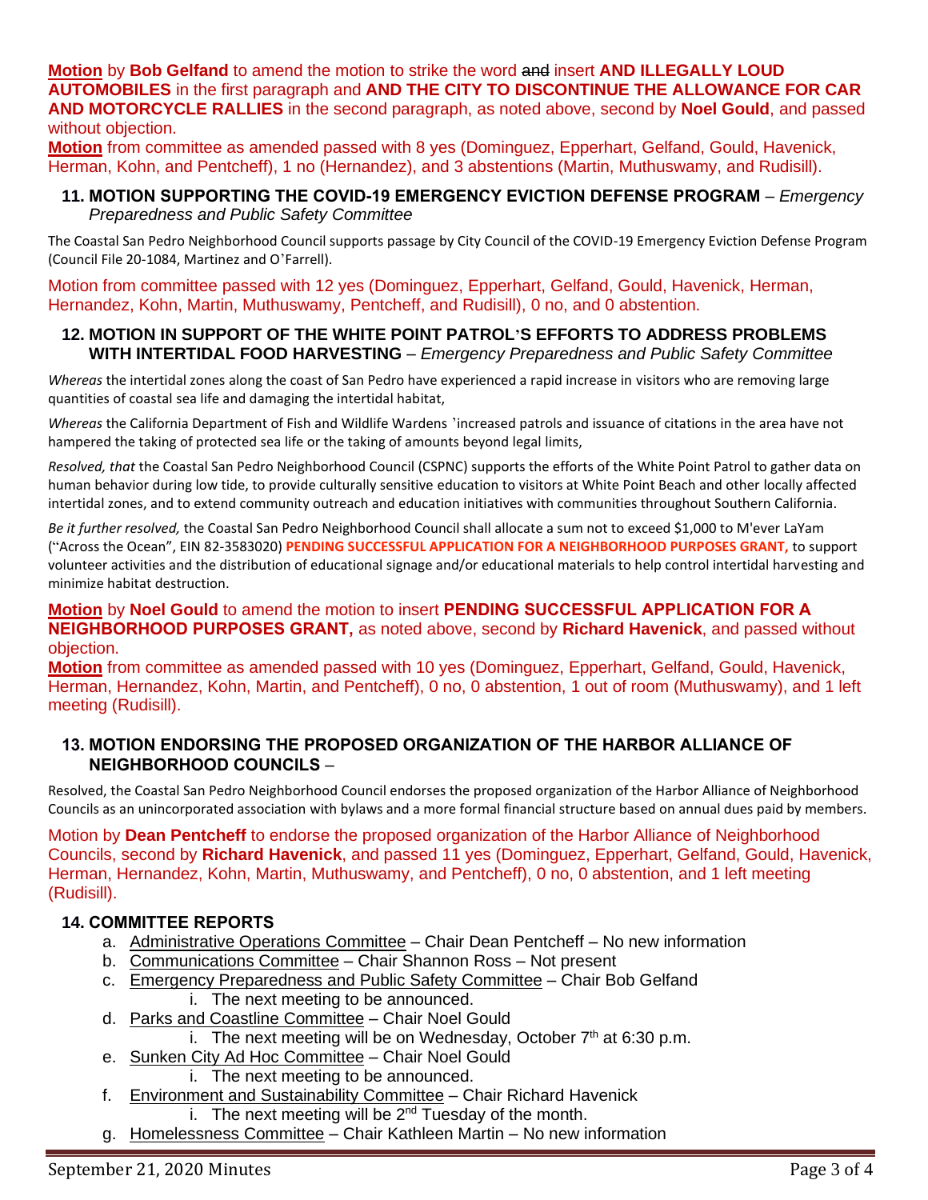**Motion** by **Bob Gelfand** to amend the motion to strike the word ~~and~~ insert **AND ILLEGALLY LOUD AUTOMOBILES** in the first paragraph and **AND THE CITY TO DISCONTINUE THE ALLOWANCE FOR CAR AND MOTORCYCLE RALLIES** in the second paragraph, as noted above, second by **Noel Gould**, and passed without objection.

**Motion** from committee as amended passed with 8 yes (Dominguez, Epperhart, Gelfand, Gould, Havenick, Herman, Kohn, and Pentcheff), 1 no (Hernandez), and 3 abstentions (Martin, Muthuswamy, and Rudisill).

### 11. MOTION SUPPORTING THE COVID-19 EMERGENCY EVICTION DEFENSE PROGRAM – *Emergency Preparedness and Public Safety Committee*

The Coastal San Pedro Neighborhood Council supports passage by City Council of the COVID-19 Emergency Eviction Defense Program (Council File 20-1084, Martinez and O'Farrell).

Motion from committee passed with 12 yes (Dominguez, Epperhart, Gelfand, Gould, Havenick, Herman, Hernandez, Kohn, Martin, Muthuswamy, Pentcheff, and Rudisill), 0 no, and 0 abstention.

### 12. MOTION IN SUPPORT OF THE WHITE POINT PATROL'S EFFORTS TO ADDRESS PROBLEMS WITH INTERTIDAL FOOD HARVESTING – *Emergency Preparedness and Public Safety Committee*

*Whereas* the intertidal zones along the coast of San Pedro have experienced a rapid increase in visitors who are removing large quantities of coastal sea life and damaging the intertidal habitat,

*Whereas* the California Department of Fish and Wildlife Wardens 'increased patrols and issuance of citations in the area have not hampered the taking of protected sea life or the taking of amounts beyond legal limits,

*Resolved, that* the Coastal San Pedro Neighborhood Council (CSPNC) supports the efforts of the White Point Patrol to gather data on human behavior during low tide, to provide culturally sensitive education to visitors at White Point Beach and other locally affected intertidal zones, and to extend community outreach and education initiatives with communities throughout Southern California.

*Be it further resolved,* the Coastal San Pedro Neighborhood Council shall allocate a sum not to exceed $1,000 to M'ever LaYam ("Across the Ocean", EIN 82-3583020) **PENDING SUCCESSFUL APPLICATION FOR A NEIGHBORHOOD PURPOSES GRANT,** to support volunteer activities and the distribution of educational signage and/or educational materials to help control intertidal harvesting and minimize habitat destruction.

**Motion** by **Noel Gould** to amend the motion to insert **PENDING SUCCESSFUL APPLICATION FOR A NEIGHBORHOOD PURPOSES GRANT,** as noted above, second by **Richard Havenick**, and passed without objection.

**Motion** from committee as amended passed with 10 yes (Dominguez, Epperhart, Gelfand, Gould, Havenick, Herman, Hernandez, Kohn, Martin, and Pentcheff), 0 no, 0 abstention, 1 out of room (Muthuswamy), and 1 left meeting (Rudisill).

### 13. MOTION ENDORSING THE PROPOSED ORGANIZATION OF THE HARBOR ALLIANCE OF NEIGHBORHOOD COUNCILS –

Resolved, the Coastal San Pedro Neighborhood Council endorses the proposed organization of the Harbor Alliance of Neighborhood Councils as an unincorporated association with bylaws and a more formal financial structure based on annual dues paid by members.

Motion by **Dean Pentcheff** to endorse the proposed organization of the Harbor Alliance of Neighborhood Councils, second by **Richard Havenick**, and passed 11 yes (Dominguez, Epperhart, Gelfand, Gould, Havenick, Herman, Hernandez, Kohn, Martin, Muthuswamy, and Pentcheff), 0 no, 0 abstention, and 1 left meeting (Rudisill).

### 14. COMMITTEE REPORTS

a. Administrative Operations Committee – Chair Dean Pentcheff – No new information
b. Communications Committee – Chair Shannon Ross – Not present
c. Emergency Preparedness and Public Safety Committee – Chair Bob Gelfand
   i. The next meeting to be announced.
d. Parks and Coastline Committee – Chair Noel Gould
   i. The next meeting will be on Wednesday, October 7th at 6:30 p.m.
e. Sunken City Ad Hoc Committee – Chair Noel Gould
   i. The next meeting to be announced.
f. Environment and Sustainability Committee – Chair Richard Havenick
   i. The next meeting will be 2nd Tuesday of the month.
g. Homelessness Committee – Chair Kathleen Martin – No new information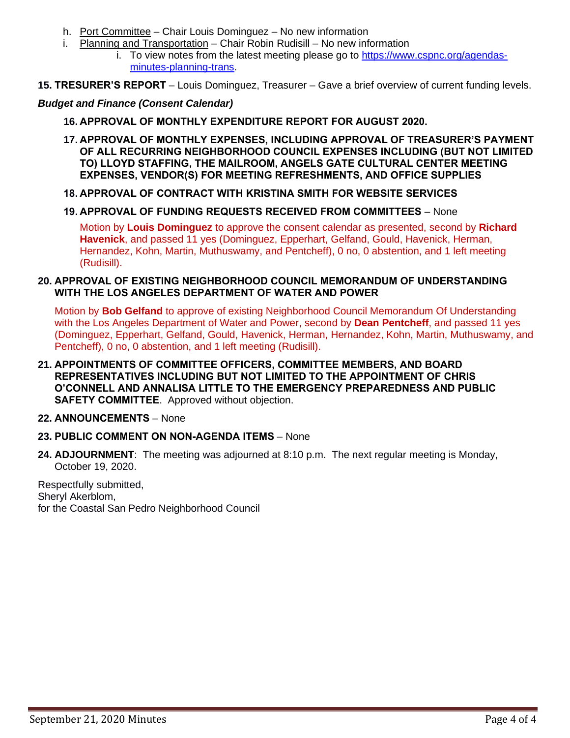h. Port Committee – Chair Louis Dominguez – No new information
i. Planning and Transportation – Chair Robin Rudisill – No new information
   i. To view notes from the latest meeting please go to https://www.cspnc.org/agendas-minutes-planning-trans.

**15. TRESURER'S REPORT** – Louis Dominguez, Treasurer – Gave a brief overview of current funding levels.

***Budget and Finance (Consent Calendar)***

**16. APPROVAL OF MONTHLY EXPENDITURE REPORT FOR AUGUST 2020.**

**17. APPROVAL OF MONTHLY EXPENSES, INCLUDING APPROVAL OF TREASURER'S PAYMENT OF ALL RECURRING NEIGHBORHOOD COUNCIL EXPENSES INCLUDING (BUT NOT LIMITED TO) LLOYD STAFFING, THE MAILROOM, ANGELS GATE CULTURAL CENTER MEETING EXPENSES, VENDOR(S) FOR MEETING REFRESHMENTS, AND OFFICE SUPPLIES**

**18. APPROVAL OF CONTRACT WITH KRISTINA SMITH FOR WEBSITE SERVICES**

**19. APPROVAL OF FUNDING REQUESTS RECEIVED FROM COMMITTEES** – None

Motion by **Louis Dominguez** to approve the consent calendar as presented, second by **Richard Havenick**, and passed 11 yes (Dominguez, Epperhart, Gelfand, Gould, Havenick, Herman, Hernandez, Kohn, Martin, Muthuswamy, and Pentcheff), 0 no, 0 abstention, and 1 left meeting (Rudisill).

**20. APPROVAL OF EXISTING NEIGHBORHOOD COUNCIL MEMORANDUM OF UNDERSTANDING WITH THE LOS ANGELES DEPARTMENT OF WATER AND POWER**

Motion by **Bob Gelfand** to approve of existing Neighborhood Council Memorandum Of Understanding with the Los Angeles Department of Water and Power, second by **Dean Pentcheff**, and passed 11 yes (Dominguez, Epperhart, Gelfand, Gould, Havenick, Herman, Hernandez, Kohn, Martin, Muthuswamy, and Pentcheff), 0 no, 0 abstention, and 1 left meeting (Rudisill).

**21. APPOINTMENTS OF COMMITTEE OFFICERS, COMMITTEE MEMBERS, AND BOARD REPRESENTATIVES INCLUDING BUT NOT LIMITED TO THE APPOINTMENT OF CHRIS O'CONNELL AND ANNALISA LITTLE TO THE EMERGENCY PREPAREDNESS AND PUBLIC SAFETY COMMITTEE**. Approved without objection.

**22. ANNOUNCEMENTS** – None

**23. PUBLIC COMMENT ON NON-AGENDA ITEMS** – None

**24. ADJOURNMENT**: The meeting was adjourned at 8:10 p.m. The next regular meeting is Monday, October 19, 2020.

Respectfully submitted,
Sheryl Akerblom,
for the Coastal San Pedro Neighborhood Council